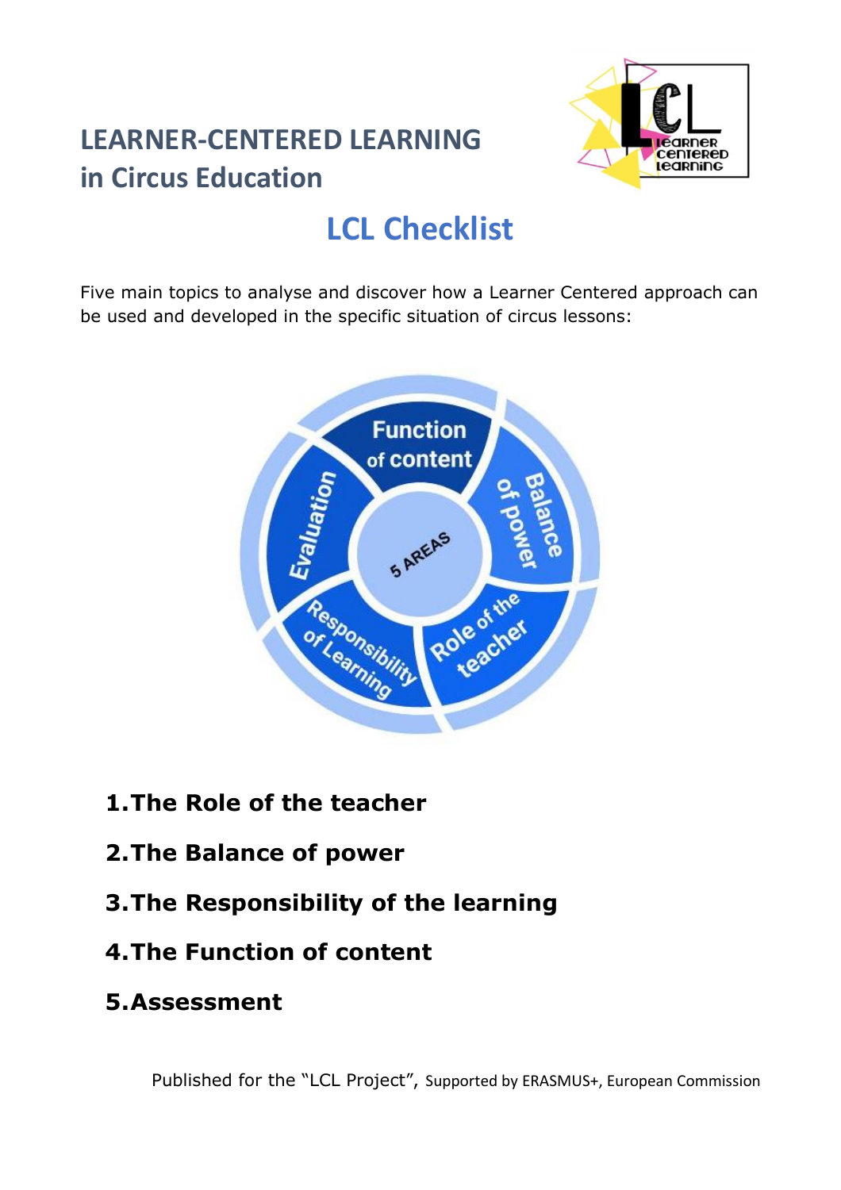# LEARNER-CENTERED LEARNING in Circus Education

## LCL Checklist

Five main topics to analyse and discover how a Learner Centered approach can be used and developed in the specific situation of circus lessons:

1. **The Role of the teacher**
2. **The Balance of power**
3. **The Responsibility of the learning**
4. **The Function of content**
5. **Assessment**

Published for the "LCL Project", Supported by ERASMUS+, European Commission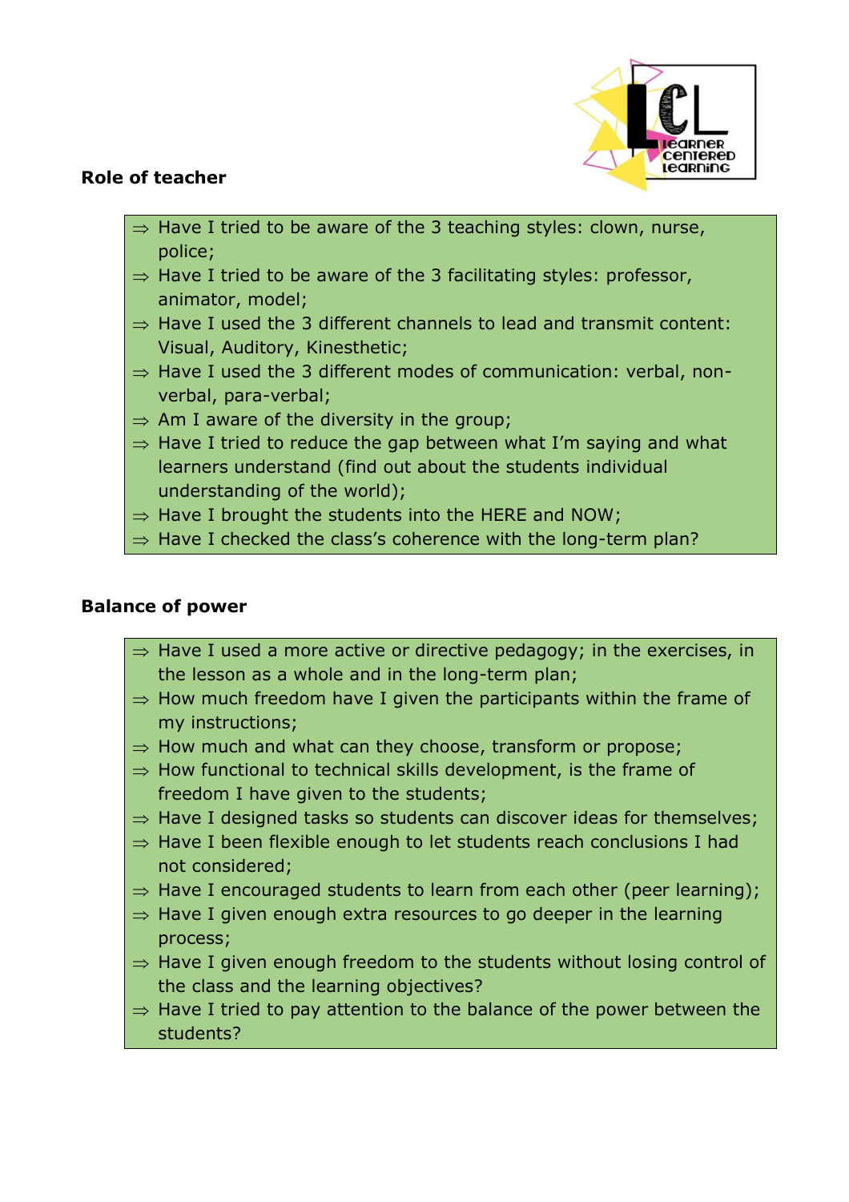**Role of teacher**

- ⇒ Have I tried to be aware of the 3 teaching styles: clown, nurse, police;
- ⇒ Have I tried to be aware of the 3 facilitating styles: professor, animator, model;
- ⇒ Have I used the 3 different channels to lead and transmit content: Visual, Auditory, Kinesthetic;
- ⇒ Have I used the 3 different modes of communication: verbal, non-verbal, para-verbal;
- ⇒ Am I aware of the diversity in the group;
- ⇒ Have I tried to reduce the gap between what I'm saying and what learners understand (find out about the students individual understanding of the world);
- ⇒ Have I brought the students into the HERE and NOW;
- ⇒ Have I checked the class's coherence with the long-term plan?

**Balance of power**

- ⇒ Have I used a more active or directive pedagogy; in the exercises, in the lesson as a whole and in the long-term plan;
- ⇒ How much freedom have I given the participants within the frame of my instructions;
- ⇒ How much and what can they choose, transform or propose;
- ⇒ How functional to technical skills development, is the frame of freedom I have given to the students;
- ⇒ Have I designed tasks so students can discover ideas for themselves;
- ⇒ Have I been flexible enough to let students reach conclusions I had not considered;
- ⇒ Have I encouraged students to learn from each other (peer learning);
- ⇒ Have I given enough extra resources to go deeper in the learning process;
- ⇒ Have I given enough freedom to the students without losing control of the class and the learning objectives?
- ⇒ Have I tried to pay attention to the balance of the power between the students?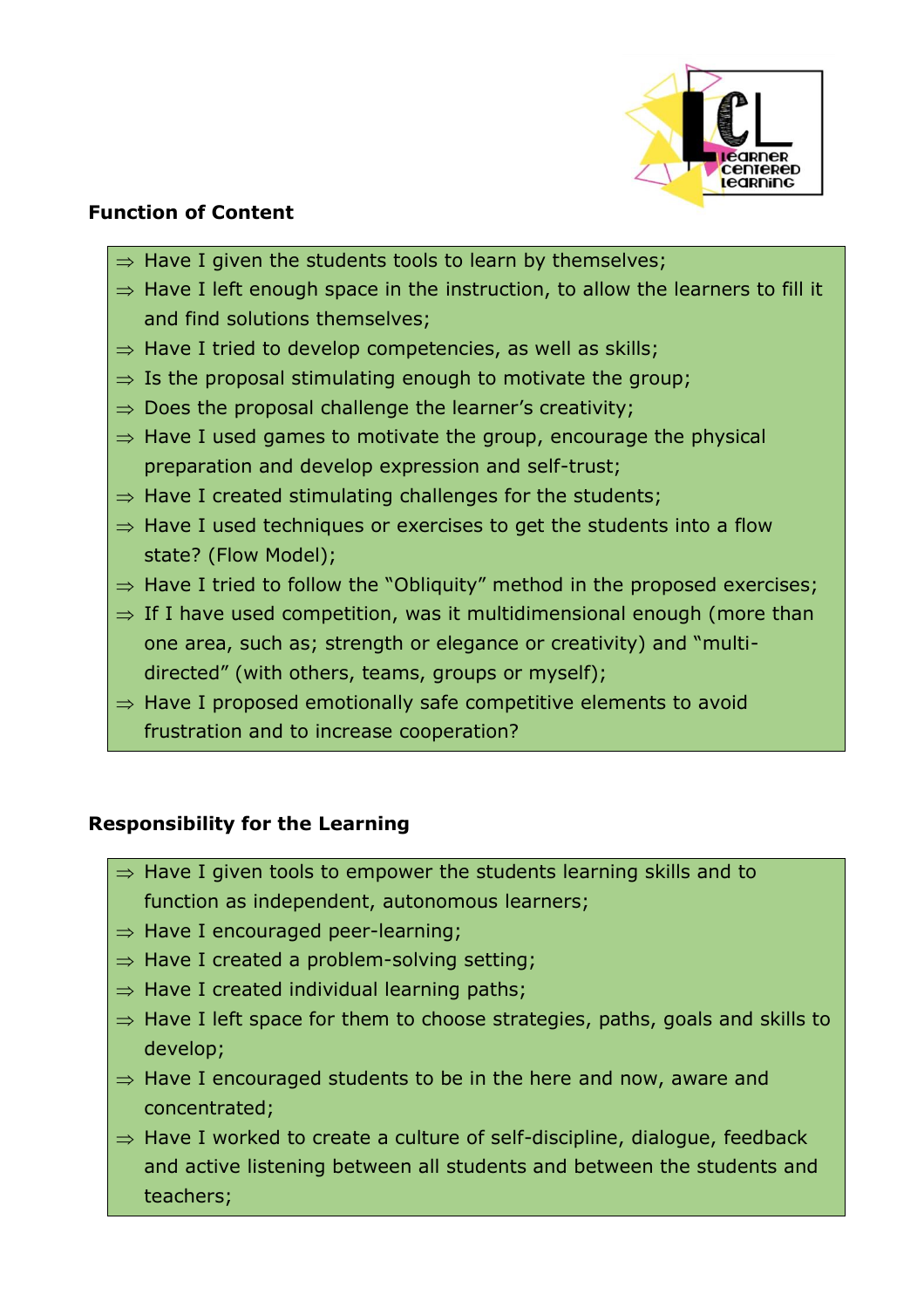## Function of Content

- ⇒ Have I given the students tools to learn by themselves;
- ⇒ Have I left enough space in the instruction, to allow the learners to fill it and find solutions themselves;
- ⇒ Have I tried to develop competencies, as well as skills;
- ⇒ Is the proposal stimulating enough to motivate the group;
- ⇒ Does the proposal challenge the learner's creativity;
- ⇒ Have I used games to motivate the group, encourage the physical preparation and develop expression and self-trust;
- ⇒ Have I created stimulating challenges for the students;
- ⇒ Have I used techniques or exercises to get the students into a flow state? (Flow Model);
- ⇒ Have I tried to follow the "Obliquity" method in the proposed exercises;
- ⇒ If I have used competition, was it multidimensional enough (more than one area, such as; strength or elegance or creativity) and "multi-directed" (with others, teams, groups or myself);
- ⇒ Have I proposed emotionally safe competitive elements to avoid frustration and to increase cooperation?

## Responsibility for the Learning

- ⇒ Have I given tools to empower the students learning skills and to function as independent, autonomous learners;
- ⇒ Have I encouraged peer-learning;
- ⇒ Have I created a problem-solving setting;
- ⇒ Have I created individual learning paths;
- ⇒ Have I left space for them to choose strategies, paths, goals and skills to develop;
- ⇒ Have I encouraged students to be in the here and now, aware and concentrated;
- ⇒ Have I worked to create a culture of self-discipline, dialogue, feedback and active listening between all students and between the students and teachers;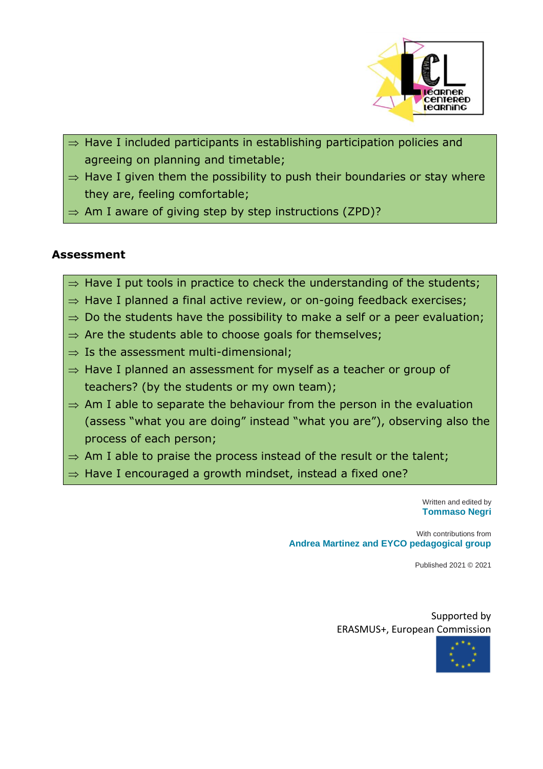- ⇒ Have I included participants in establishing participation policies and agreeing on planning and timetable;
- ⇒ Have I given them the possibility to push their boundaries or stay where they are, feeling comfortable;
- ⇒ Am I aware of giving step by step instructions (ZPD)?

### Assessment

- ⇒ Have I put tools in practice to check the understanding of the students;
- ⇒ Have I planned a final active review, or on-going feedback exercises;
- ⇒ Do the students have the possibility to make a self or a peer evaluation;
- ⇒ Are the students able to choose goals for themselves;
- ⇒ Is the assessment multi-dimensional;
- ⇒ Have I planned an assessment for myself as a teacher or group of teachers? (by the students or my own team);
- ⇒ Am I able to separate the behaviour from the person in the evaluation (assess "what you are doing" instead "what you are"), observing also the process of each person;
- ⇒ Am I able to praise the process instead of the result or the talent;
- ⇒ Have I encouraged a growth mindset, instead a fixed one?

Written and edited by
**Tommaso Negri**

With contributions from
**Andrea Martinez and EYCO pedagogical group**

Published 2021 © 2021

Supported by
ERASMUS+, European Commission